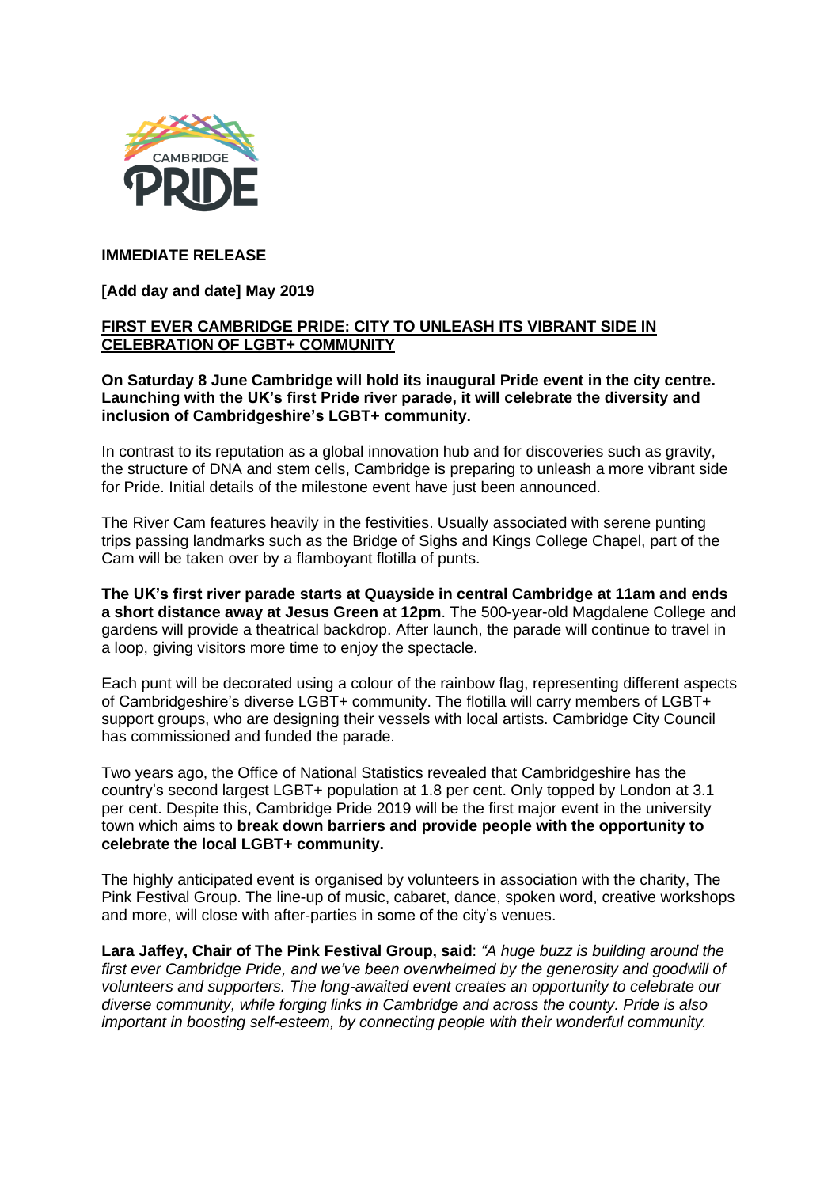**IMMEDIATE RELEASE**

**[Add day and date] May 2019**

**FIRST EVER CAMBRIDGE PRIDE: CITY TO UNLEASH ITS VIBRANT SIDE IN CELEBRATION OF LGBT+ COMMUNITY**

**On Saturday 8 June Cambridge will hold its inaugural Pride event in the city centre. Launching with the UK's first Pride river parade, it will celebrate the diversity and inclusion of Cambridgeshire's LGBT+ community.**

In contrast to its reputation as a global innovation hub and for discoveries such as gravity, the structure of DNA and stem cells, Cambridge is preparing to unleash a more vibrant side for Pride. Initial details of the milestone event have just been announced.

The River Cam features heavily in the festivities. Usually associated with serene punting trips passing landmarks such as the Bridge of Sighs and Kings College Chapel, part of the Cam will be taken over by a flamboyant flotilla of punts.

**The UK's first river parade starts at Quayside in central Cambridge at 11am and ends a short distance away at Jesus Green at 12pm**. The 500-year-old Magdalene College and gardens will provide a theatrical backdrop. After launch, the parade will continue to travel in a loop, giving visitors more time to enjoy the spectacle.

Each punt will be decorated using a colour of the rainbow flag, representing different aspects of Cambridgeshire's diverse LGBT+ community. The flotilla will carry members of LGBT+ support groups, who are designing their vessels with local artists. Cambridge City Council has commissioned and funded the parade.

Two years ago, the Office of National Statistics revealed that Cambridgeshire has the country's second largest LGBT+ population at 1.8 per cent. Only topped by London at 3.1 per cent. Despite this, Cambridge Pride 2019 will be the first major event in the university town which aims to **break down barriers and provide people with the opportunity to celebrate the local LGBT+ community.**

The highly anticipated event is organised by volunteers in association with the charity, The Pink Festival Group. The line-up of music, cabaret, dance, spoken word, creative workshops and more, will close with after-parties in some of the city's venues.

**Lara Jaffey, Chair of The Pink Festival Group, said**: *"A huge buzz is building around the first ever Cambridge Pride, and we've been overwhelmed by the generosity and goodwill of volunteers and supporters. The long-awaited event creates an opportunity to celebrate our diverse community, while forging links in Cambridge and across the county. Pride is also important in boosting self-esteem, by connecting people with their wonderful community.*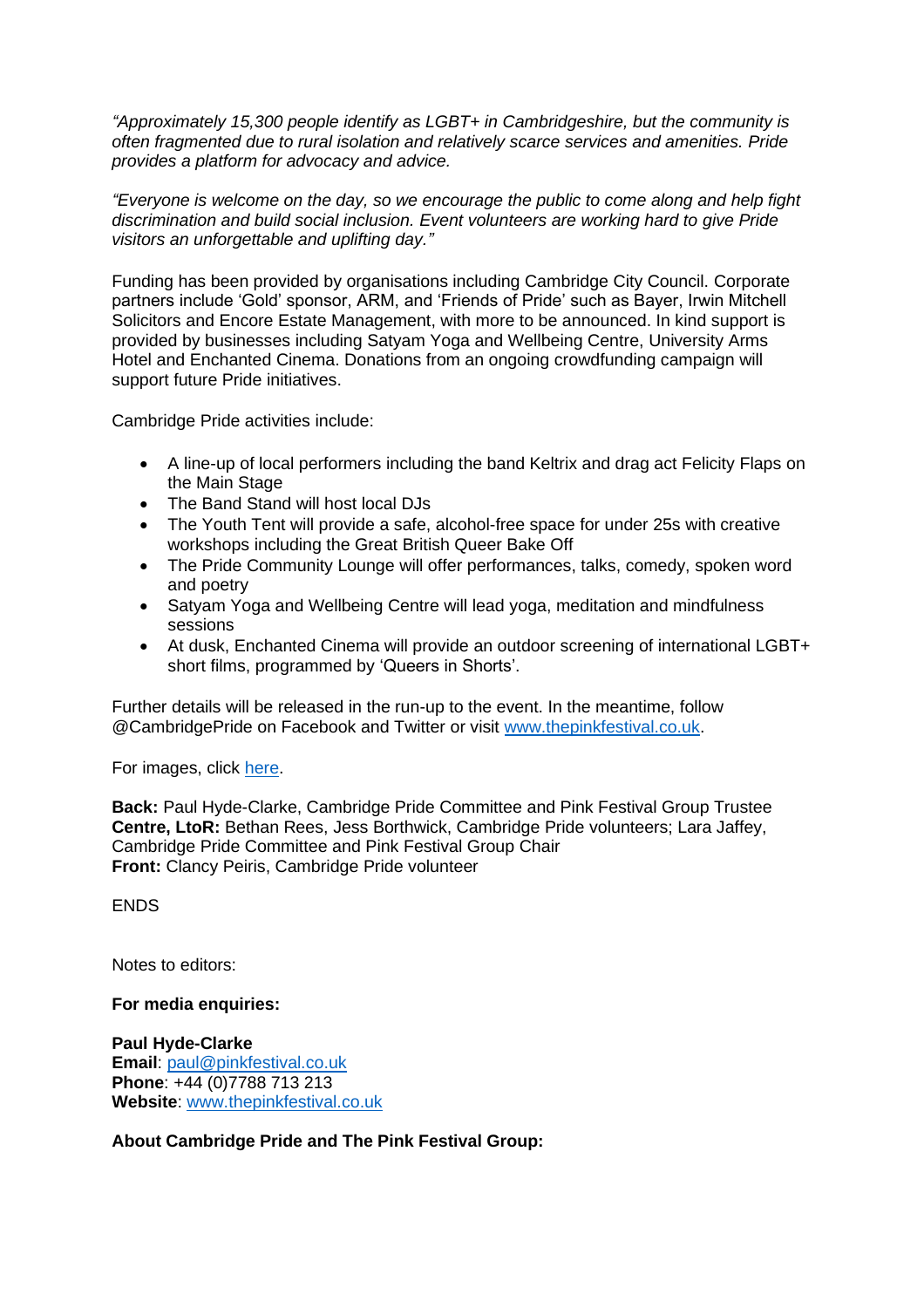*"Approximately 15,300 people identify as LGBT+ in Cambridgeshire, but the community is often fragmented due to rural isolation and relatively scarce services and amenities. Pride provides a platform for advocacy and advice.*

*"Everyone is welcome on the day, so we encourage the public to come along and help fight discrimination and build social inclusion. Event volunteers are working hard to give Pride visitors an unforgettable and uplifting day."*

Funding has been provided by organisations including Cambridge City Council. Corporate partners include 'Gold' sponsor, ARM, and 'Friends of Pride' such as Bayer, Irwin Mitchell Solicitors and Encore Estate Management, with more to be announced. In kind support is provided by businesses including Satyam Yoga and Wellbeing Centre, University Arms Hotel and Enchanted Cinema. Donations from an ongoing crowdfunding campaign will support future Pride initiatives.

Cambridge Pride activities include:

- A line-up of local performers including the band Keltrix and drag act Felicity Flaps on the Main Stage
- The Band Stand will host local DJs
- The Youth Tent will provide a safe, alcohol-free space for under 25s with creative workshops including the Great British Queer Bake Off
- The Pride Community Lounge will offer performances, talks, comedy, spoken word and poetry
- Satyam Yoga and Wellbeing Centre will lead yoga, meditation and mindfulness sessions
- At dusk, Enchanted Cinema will provide an outdoor screening of international LGBT+ short films, programmed by 'Queers in Shorts'.

Further details will be released in the run-up to the event. In the meantime, follow @CambridgePride on Facebook and Twitter or visit [www.thepinkfestival.co.uk](http://www.thepinkfestival.co.uk).

For images, click here.

**Back:** Paul Hyde-Clarke, Cambridge Pride Committee and Pink Festival Group Trustee
**Centre, LtoR:** Bethan Rees, Jess Borthwick, Cambridge Pride volunteers; Lara Jaffey, Cambridge Pride Committee and Pink Festival Group Chair
**Front:** Clancy Peiris, Cambridge Pride volunteer

ENDS

Notes to editors:

**For media enquiries:**

**Paul Hyde-Clarke**
**Email**: paul@pinkfestival.co.uk
**Phone**: +44 (0)7788 713 213
**Website**: www.thepinkfestival.co.uk

**About Cambridge Pride and The Pink Festival Group:**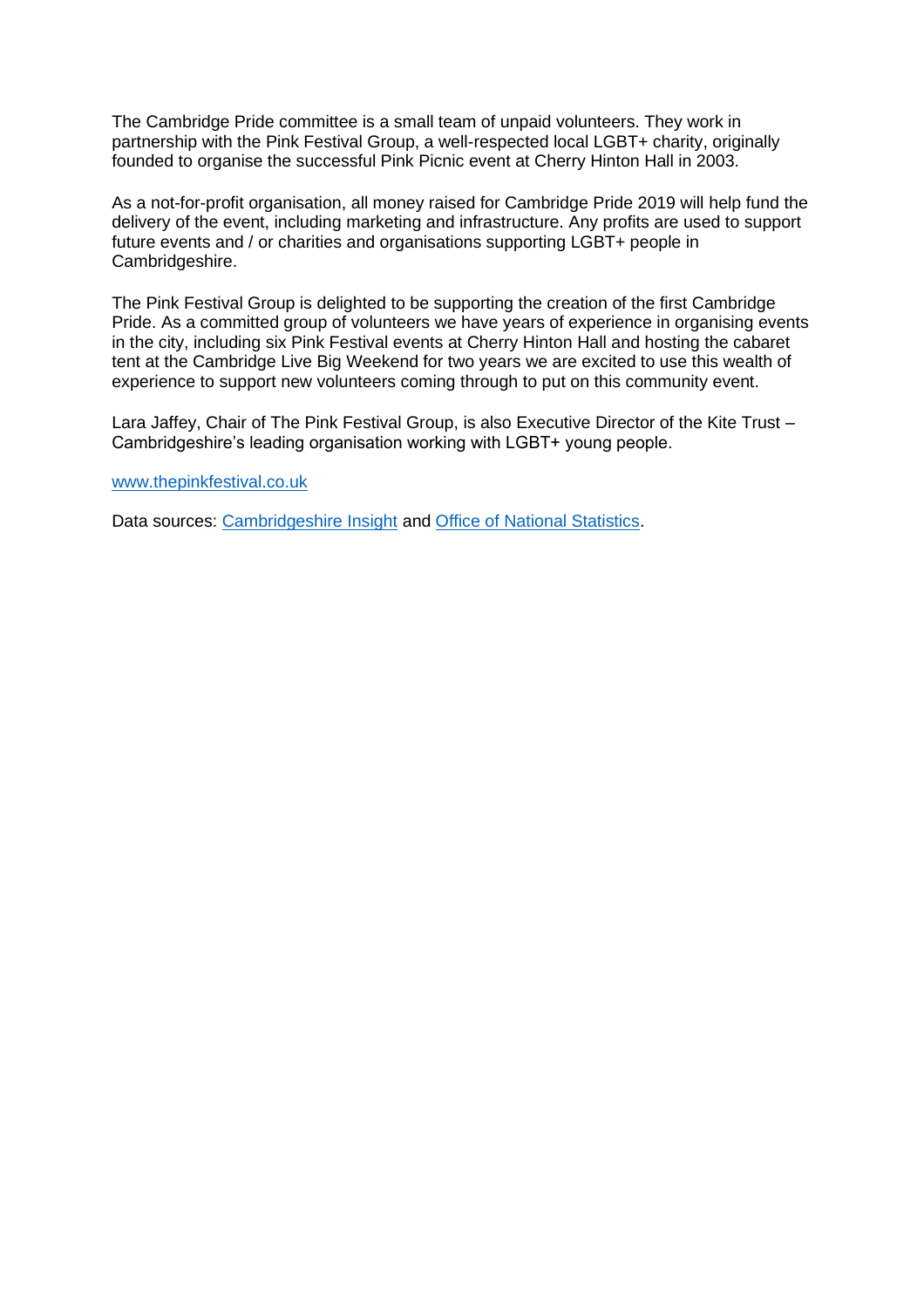The Cambridge Pride committee is a small team of unpaid volunteers. They work in partnership with the Pink Festival Group, a well-respected local LGBT+ charity, originally founded to organise the successful Pink Picnic event at Cherry Hinton Hall in 2003.

As a not-for-profit organisation, all money raised for Cambridge Pride 2019 will help fund the delivery of the event, including marketing and infrastructure. Any profits are used to support future events and / or charities and organisations supporting LGBT+ people in Cambridgeshire.

The Pink Festival Group is delighted to be supporting the creation of the first Cambridge Pride. As a committed group of volunteers we have years of experience in organising events in the city, including six Pink Festival events at Cherry Hinton Hall and hosting the cabaret tent at the Cambridge Live Big Weekend for two years we are excited to use this wealth of experience to support new volunteers coming through to put on this community event.

Lara Jaffey, Chair of The Pink Festival Group, is also Executive Director of the Kite Trust – Cambridgeshire's leading organisation working with LGBT+ young people.

www.thepinkfestival.co.uk

Data sources: Cambridgeshire Insight and Office of National Statistics.